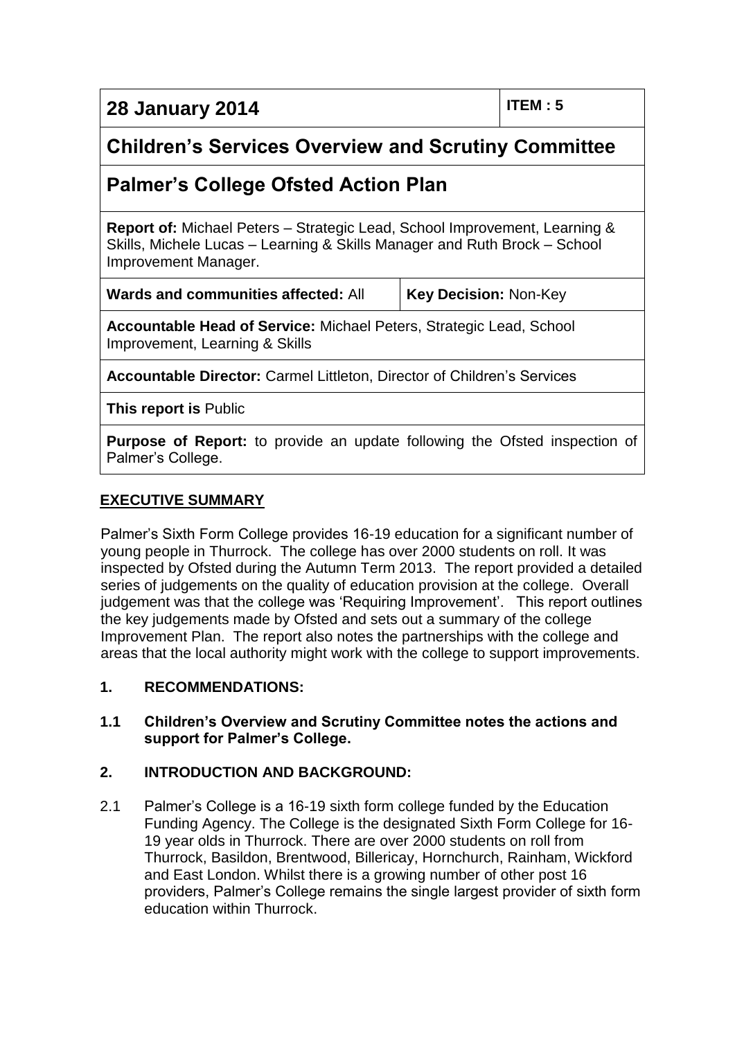| 28 January 2014 | ITEM : 5 |
|---|---|
| **Children's Services Overview and Scrutiny Committee** | |
| **Palmer's College Ofsted Action Plan** | |
| **Report of:** Michael Peters – Strategic Lead, School Improvement, Learning & Skills, Michele Lucas – Learning & Skills Manager and Ruth Brock – School Improvement Manager. | |
| **Wards and communities affected:** All | **Key Decision:** Non-Key |
| **Accountable Head of Service:** Michael Peters, Strategic Lead, School Improvement, Learning & Skills | |
| **Accountable Director:** Carmel Littleton, Director of Children's Services | |
| **This report is** Public | |
| **Purpose of Report:** to provide an update following the Ofsted inspection of Palmer's College. | |

## EXECUTIVE SUMMARY

Palmer's Sixth Form College provides 16-19 education for a significant number of young people in Thurrock. The college has over 2000 students on roll. It was inspected by Ofsted during the Autumn Term 2013. The report provided a detailed series of judgements on the quality of education provision at the college. Overall judgement was that the college was 'Requiring Improvement'. This report outlines the key judgements made by Ofsted and sets out a summary of the college Improvement Plan. The report also notes the partnerships with the college and areas that the local authority might work with the college to support improvements.

## 1. RECOMMENDATIONS:

**1.1 Children's Overview and Scrutiny Committee notes the actions and support for Palmer's College.**

## 2. INTRODUCTION AND BACKGROUND:

2.1 Palmer's College is a 16-19 sixth form college funded by the Education Funding Agency. The College is the designated Sixth Form College for 16-19 year olds in Thurrock. There are over 2000 students on roll from Thurrock, Basildon, Brentwood, Billericay, Hornchurch, Rainham, Wickford and East London. Whilst there is a growing number of other post 16 providers, Palmer's College remains the single largest provider of sixth form education within Thurrock.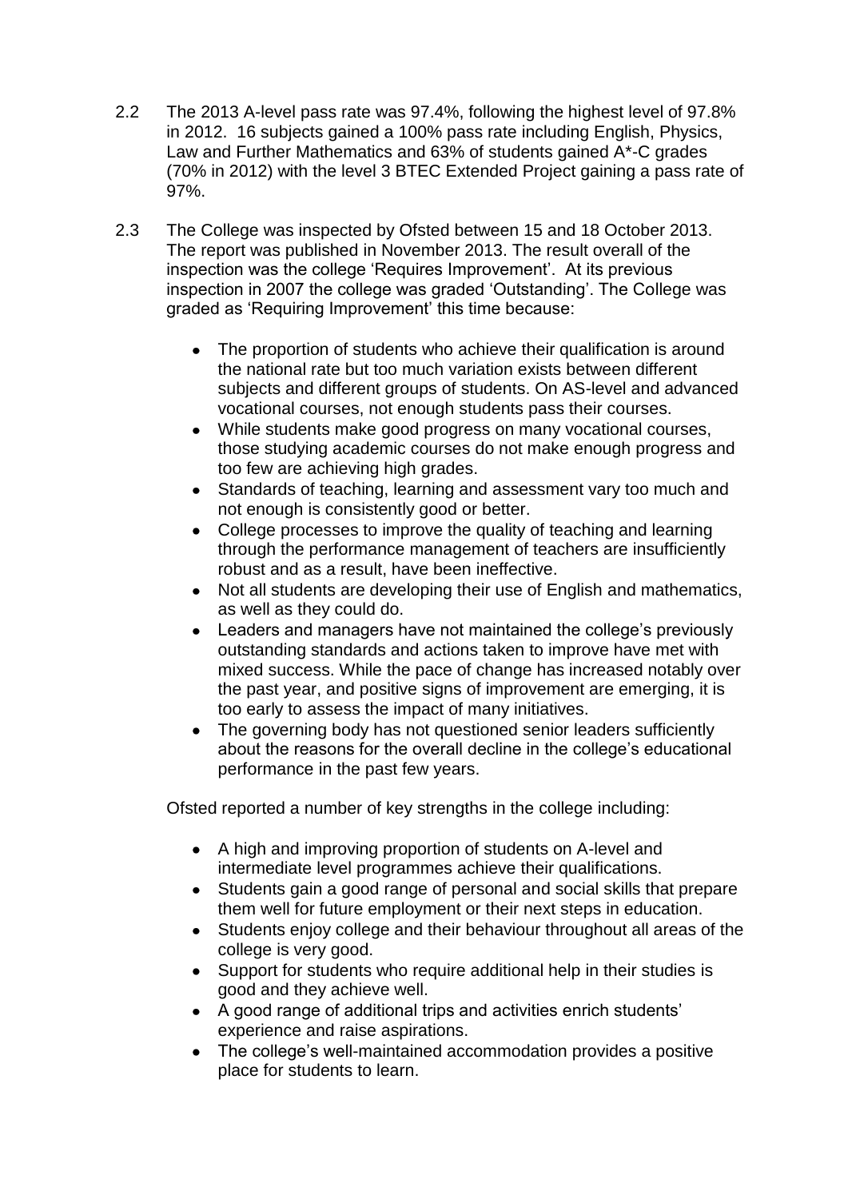2.2 The 2013 A-level pass rate was 97.4%, following the highest level of 97.8% in 2012. 16 subjects gained a 100% pass rate including English, Physics, Law and Further Mathematics and 63% of students gained A*-C grades (70% in 2012) with the level 3 BTEC Extended Project gaining a pass rate of 97%.

2.3 The College was inspected by Ofsted between 15 and 18 October 2013. The report was published in November 2013. The result overall of the inspection was the college 'Requires Improvement'. At its previous inspection in 2007 the college was graded 'Outstanding'. The College was graded as 'Requiring Improvement' this time because:

- The proportion of students who achieve their qualification is around the national rate but too much variation exists between different subjects and different groups of students. On AS-level and advanced vocational courses, not enough students pass their courses.
- While students make good progress on many vocational courses, those studying academic courses do not make enough progress and too few are achieving high grades.
- Standards of teaching, learning and assessment vary too much and not enough is consistently good or better.
- College processes to improve the quality of teaching and learning through the performance management of teachers are insufficiently robust and as a result, have been ineffective.
- Not all students are developing their use of English and mathematics, as well as they could do.
- Leaders and managers have not maintained the college's previously outstanding standards and actions taken to improve have met with mixed success. While the pace of change has increased notably over the past year, and positive signs of improvement are emerging, it is too early to assess the impact of many initiatives.
- The governing body has not questioned senior leaders sufficiently about the reasons for the overall decline in the college's educational performance in the past few years.

Ofsted reported a number of key strengths in the college including:

- A high and improving proportion of students on A-level and intermediate level programmes achieve their qualifications.
- Students gain a good range of personal and social skills that prepare them well for future employment or their next steps in education.
- Students enjoy college and their behaviour throughout all areas of the college is very good.
- Support for students who require additional help in their studies is good and they achieve well.
- A good range of additional trips and activities enrich students' experience and raise aspirations.
- The college's well-maintained accommodation provides a positive place for students to learn.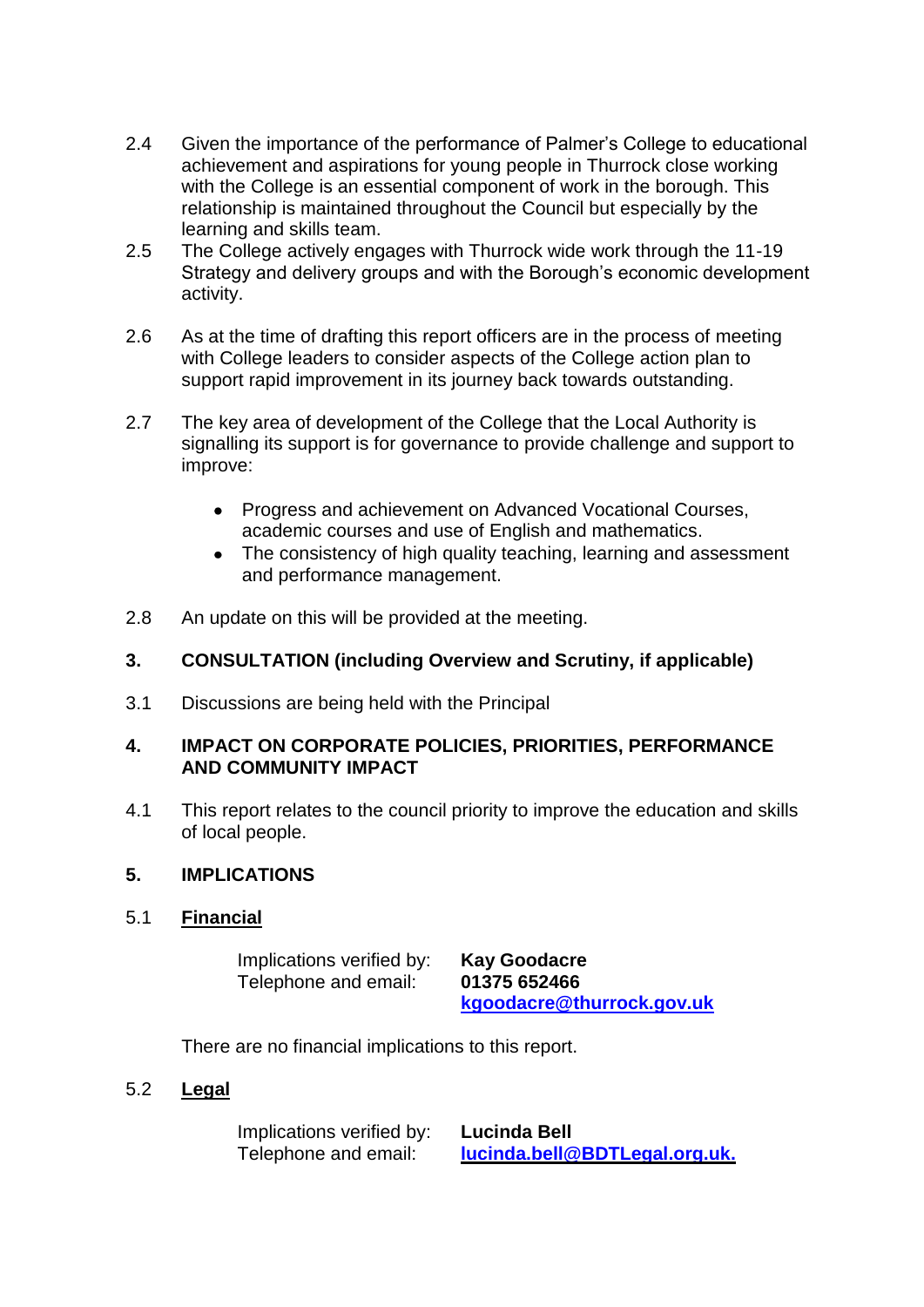2.4 Given the importance of the performance of Palmer's College to educational achievement and aspirations for young people in Thurrock close working with the College is an essential component of work in the borough. This relationship is maintained throughout the Council but especially by the learning and skills team.

2.5 The College actively engages with Thurrock wide work through the 11-19 Strategy and delivery groups and with the Borough's economic development activity.

2.6 As at the time of drafting this report officers are in the process of meeting with College leaders to consider aspects of the College action plan to support rapid improvement in its journey back towards outstanding.

2.7 The key area of development of the College that the Local Authority is signalling its support is for governance to provide challenge and support to improve:

- Progress and achievement on Advanced Vocational Courses, academic courses and use of English and mathematics.
- The consistency of high quality teaching, learning and assessment and performance management.

2.8 An update on this will be provided at the meeting.

## 3. CONSULTATION (including Overview and Scrutiny, if applicable)

3.1 Discussions are being held with the Principal

## 4. IMPACT ON CORPORATE POLICIES, PRIORITIES, PERFORMANCE AND COMMUNITY IMPACT

4.1 This report relates to the council priority to improve the education and skills of local people.

## 5. IMPLICATIONS

### 5.1 Financial

Implications verified by: **Kay Goodacre**
Telephone and email: **01375 652466**
**kgoodacre@thurrock.gov.uk**

There are no financial implications to this report.

### 5.2 Legal

Implications verified by: **Lucinda Bell**
Telephone and email: **lucinda.bell@BDTLegal.org.uk.**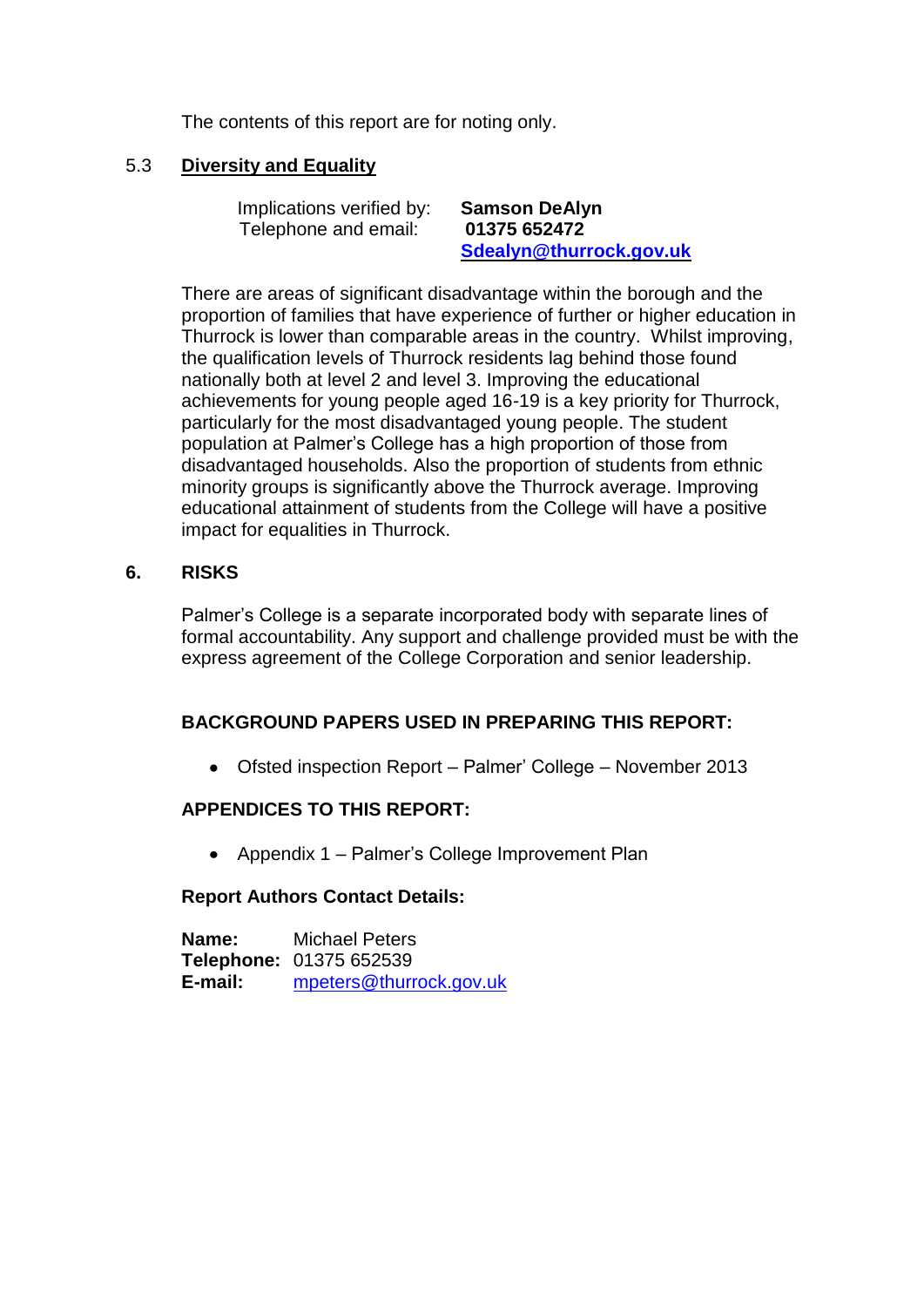The contents of this report are for noting only.

### 5.3 Diversity and Equality

Implications verified by: **Samson DeAlyn**
Telephone and email: **01375 652472**
**Sdealyn@thurrock.gov.uk**

There are areas of significant disadvantage within the borough and the proportion of families that have experience of further or higher education in Thurrock is lower than comparable areas in the country. Whilst improving, the qualification levels of Thurrock residents lag behind those found nationally both at level 2 and level 3. Improving the educational achievements for young people aged 16-19 is a key priority for Thurrock, particularly for the most disadvantaged young people. The student population at Palmer's College has a high proportion of those from disadvantaged households. Also the proportion of students from ethnic minority groups is significantly above the Thurrock average. Improving educational attainment of students from the College will have a positive impact for equalities in Thurrock.

## 6. RISKS

Palmer's College is a separate incorporated body with separate lines of formal accountability. Any support and challenge provided must be with the express agreement of the College Corporation and senior leadership.

**BACKGROUND PAPERS USED IN PREPARING THIS REPORT:**

- Ofsted inspection Report – Palmer' College – November 2013

**APPENDICES TO THIS REPORT:**

- Appendix 1 – Palmer's College Improvement Plan

**Report Authors Contact Details:**

**Name:** Michael Peters
**Telephone:** 01375 652539
**E-mail:** mpeters@thurrock.gov.uk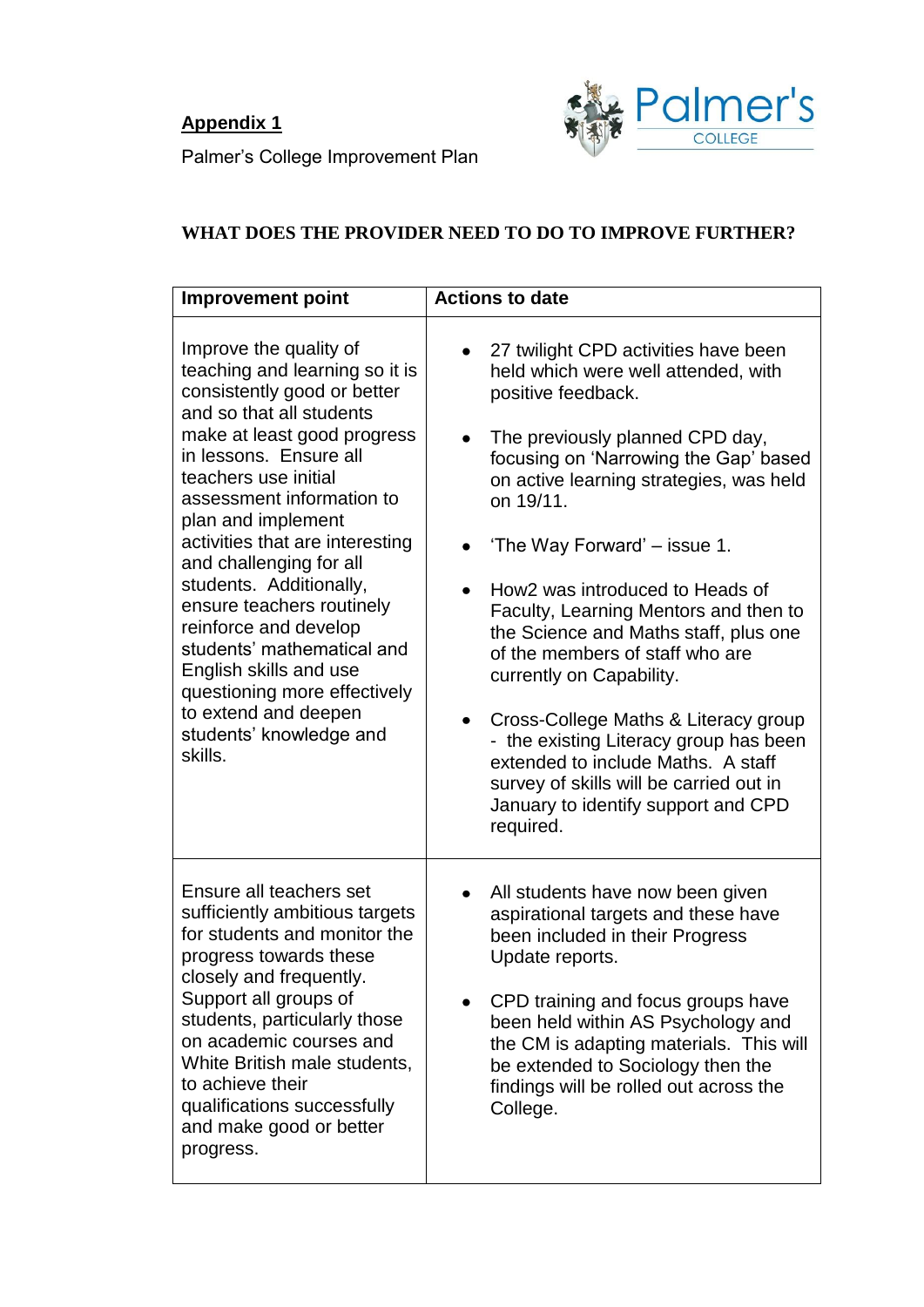**Appendix 1**

Palmer's College Improvement Plan

Palmer's COLLEGE

**WHAT DOES THE PROVIDER NEED TO DO TO IMPROVE FURTHER?**

| **Improvement point** | **Actions to date** |
|---|---|
| Improve the quality of teaching and learning so it is consistently good or better and so that all students make at least good progress in lessons. Ensure all teachers use initial assessment information to plan and implement activities that are interesting and challenging for all students. Additionally, ensure teachers routinely reinforce and develop students' mathematical and English skills and use questioning more effectively to extend and deepen students' knowledge and skills. | • 27 twilight CPD activities have been held which were well attended, with positive feedback.<br><br>• The previously planned CPD day, focusing on 'Narrowing the Gap' based on active learning strategies, was held on 19/11.<br><br>• 'The Way Forward' – issue 1.<br><br>• How2 was introduced to Heads of Faculty, Learning Mentors and then to the Science and Maths staff, plus one of the members of staff who are currently on Capability.<br><br>• Cross-College Maths & Literacy group - the existing Literacy group has been extended to include Maths. A staff survey of skills will be carried out in January to identify support and CPD required. |
| Ensure all teachers set sufficiently ambitious targets for students and monitor the progress towards these closely and frequently. Support all groups of students, particularly those on academic courses and White British male students, to achieve their qualifications successfully and make good or better progress. | • All students have now been given aspirational targets and these have been included in their Progress Update reports.<br><br>• CPD training and focus groups have been held within AS Psychology and the CM is adapting materials. This will be extended to Sociology then the findings will be rolled out across the College. |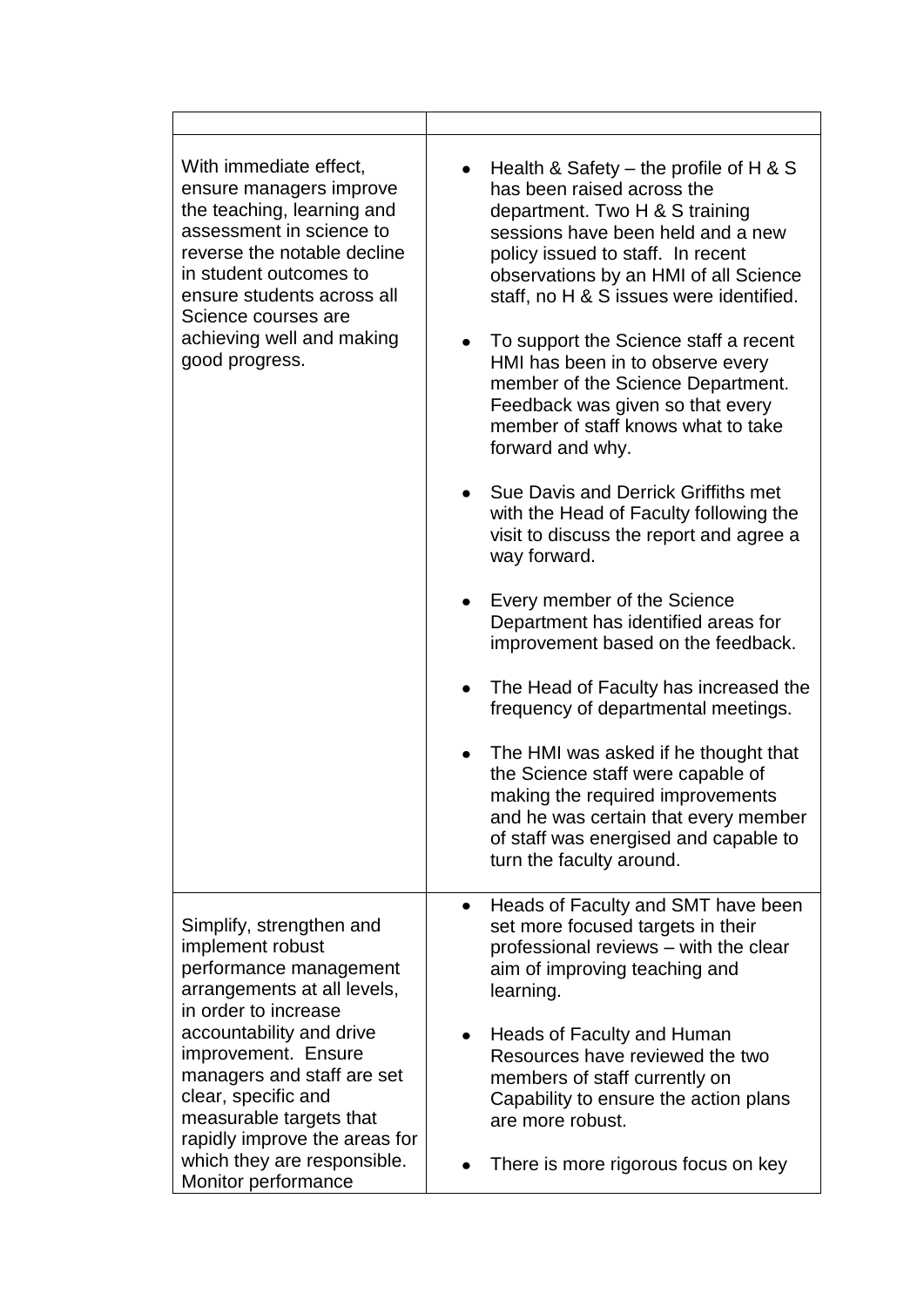| | |
|---|---|
| With immediate effect, ensure managers improve the teaching, learning and assessment in science to reverse the notable decline in student outcomes to ensure students across all Science courses are achieving well and making good progress. | • Health & Safety – the profile of H & S has been raised across the department. Two H & S training sessions have been held and a new policy issued to staff. In recent observations by an HMI of all Science staff, no H & S issues were identified.<br><br>• To support the Science staff a recent HMI has been in to observe every member of the Science Department. Feedback was given so that every member of staff knows what to take forward and why.<br><br>• Sue Davis and Derrick Griffiths met with the Head of Faculty following the visit to discuss the report and agree a way forward.<br><br>• Every member of the Science Department has identified areas for improvement based on the feedback.<br><br>• The Head of Faculty has increased the frequency of departmental meetings.<br><br>• The HMI was asked if he thought that the Science staff were capable of making the required improvements and he was certain that every member of staff was energised and capable to turn the faculty around. |
| Simplify, strengthen and implement robust performance management arrangements at all levels, in order to increase accountability and drive improvement. Ensure managers and staff are set clear, specific and measurable targets that rapidly improve the areas for which they are responsible. Monitor performance | • Heads of Faculty and SMT have been set more focused targets in their professional reviews – with the clear aim of improving teaching and learning.<br><br>• Heads of Faculty and Human Resources have reviewed the two members of staff currently on Capability to ensure the action plans are more robust.<br><br>• There is more rigorous focus on key |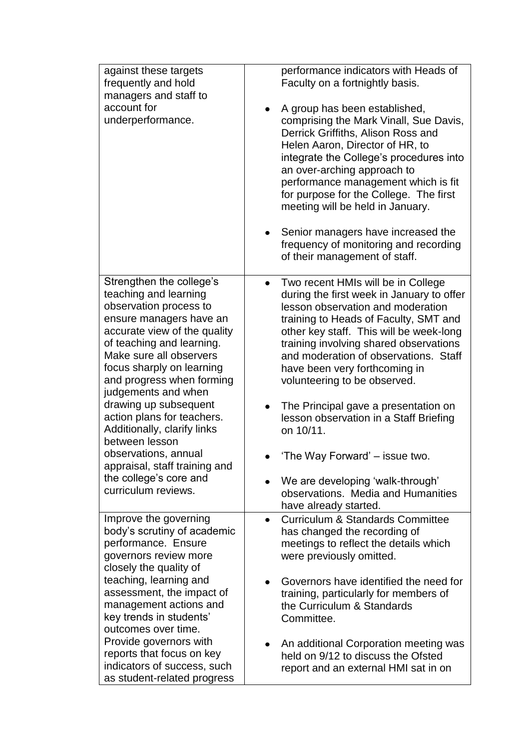| | |
|---|---|
| against these targets frequently and hold managers and staff to account for underperformance. | performance indicators with Heads of Faculty on a fortnightly basis.<br><br>• A group has been established, comprising the Mark Vinall, Sue Davis, Derrick Griffiths, Alison Ross and Helen Aaron, Director of HR, to integrate the College's procedures into an over-arching approach to performance management which is fit for purpose for the College. The first meeting will be held in January.<br><br>• Senior managers have increased the frequency of monitoring and recording of their management of staff. |
| Strengthen the college's teaching and learning observation process to ensure managers have an accurate view of the quality of teaching and learning. Make sure all observers focus sharply on learning and progress when forming judgements and when drawing up subsequent action plans for teachers. Additionally, clarify links between lesson observations, annual appraisal, staff training and the college's core and curriculum reviews. | • Two recent HMIs will be in College during the first week in January to offer lesson observation and moderation training to Heads of Faculty, SMT and other key staff. This will be week-long training involving shared observations and moderation of observations. Staff have been very forthcoming in volunteering to be observed.<br><br>• The Principal gave a presentation on lesson observation in a Staff Briefing on 10/11.<br><br>• 'The Way Forward' – issue two.<br><br>• We are developing 'walk-through' observations. Media and Humanities have already started. |
| Improve the governing body's scrutiny of academic performance. Ensure governors review more closely the quality of teaching, learning and assessment, the impact of management actions and key trends in students' outcomes over time. Provide governors with reports that focus on key indicators of success, such as student-related progress | • Curriculum & Standards Committee has changed the recording of meetings to reflect the details which were previously omitted.<br><br>• Governors have identified the need for training, particularly for members of the Curriculum & Standards Committee.<br><br>• An additional Corporation meeting was held on 9/12 to discuss the Ofsted report and an external HMI sat in on |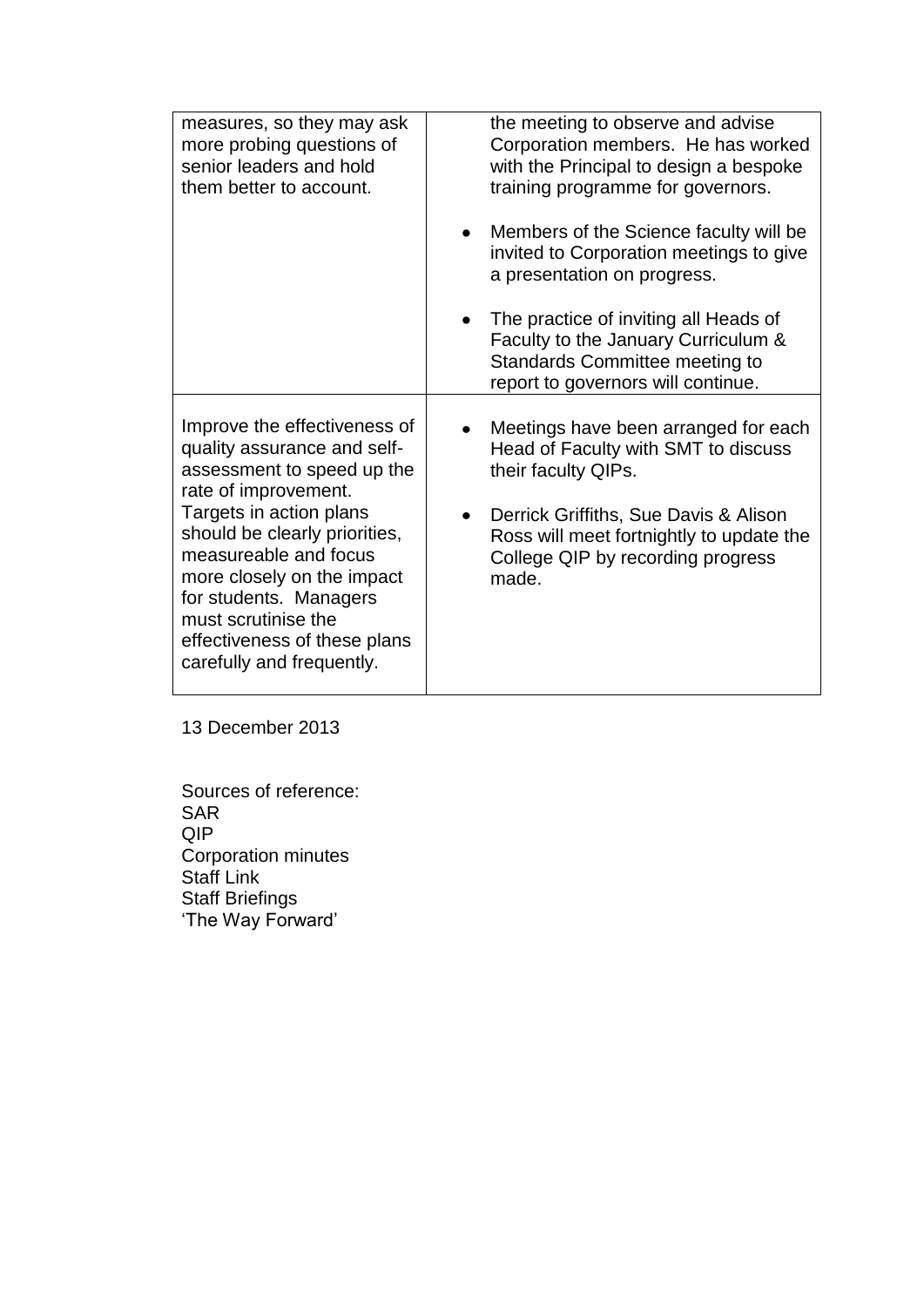| | |
|---|---|
| measures, so they may ask more probing questions of senior leaders and hold them better to account. | the meeting to observe and advise Corporation members. He has worked with the Principal to design a bespoke training programme for governors.<br><br>• Members of the Science faculty will be invited to Corporation meetings to give a presentation on progress.<br><br>• The practice of inviting all Heads of Faculty to the January Curriculum & Standards Committee meeting to report to governors will continue. |
| Improve the effectiveness of quality assurance and self-assessment to speed up the rate of improvement. Targets in action plans should be clearly priorities, measureable and focus more closely on the impact for students. Managers must scrutinise the effectiveness of these plans carefully and frequently. | • Meetings have been arranged for each Head of Faculty with SMT to discuss their faculty QIPs.<br><br>• Derrick Griffiths, Sue Davis & Alison Ross will meet fortnightly to update the College QIP by recording progress made. |

13 December 2013

Sources of reference:
SAR
QIP
Corporation minutes
Staff Link
Staff Briefings
'The Way Forward'